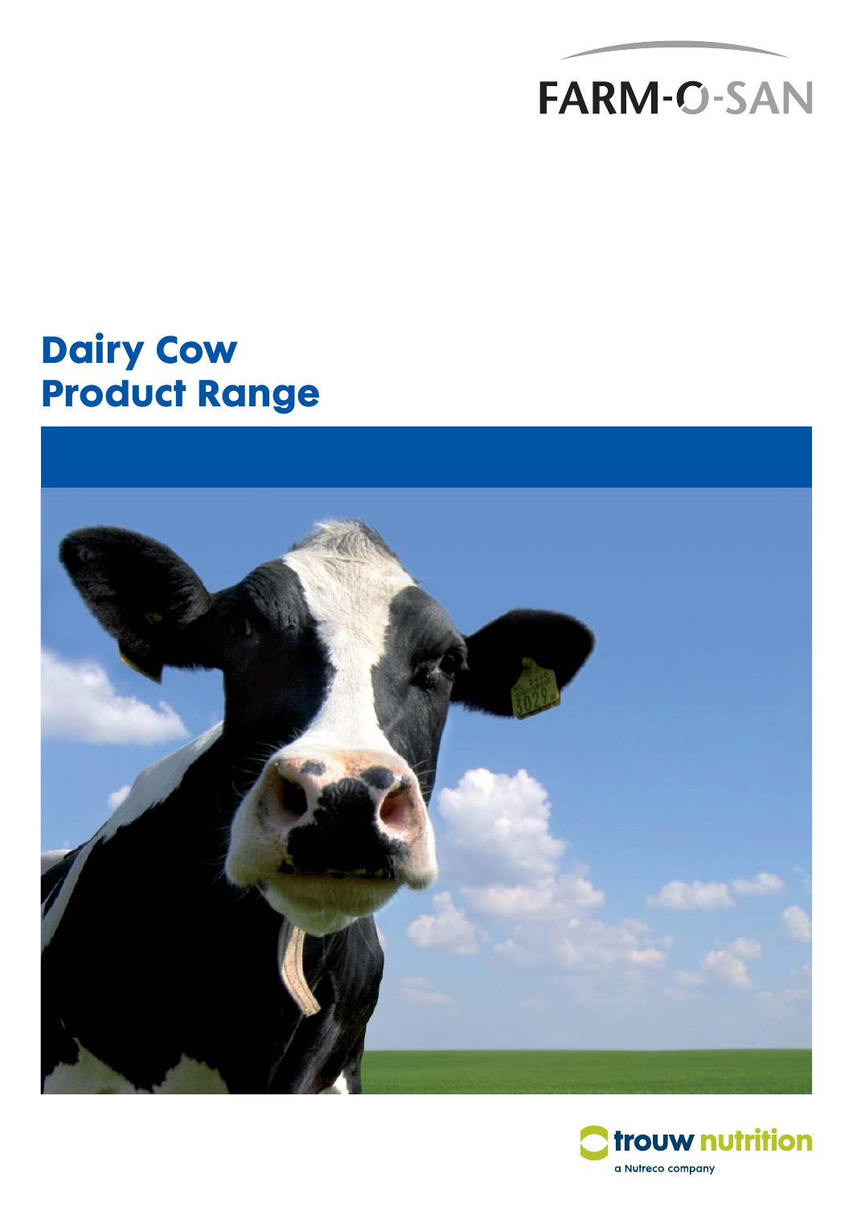FARM-O-SAN

# Dairy Cow Product Range

trouw nutrition

a Nutreco company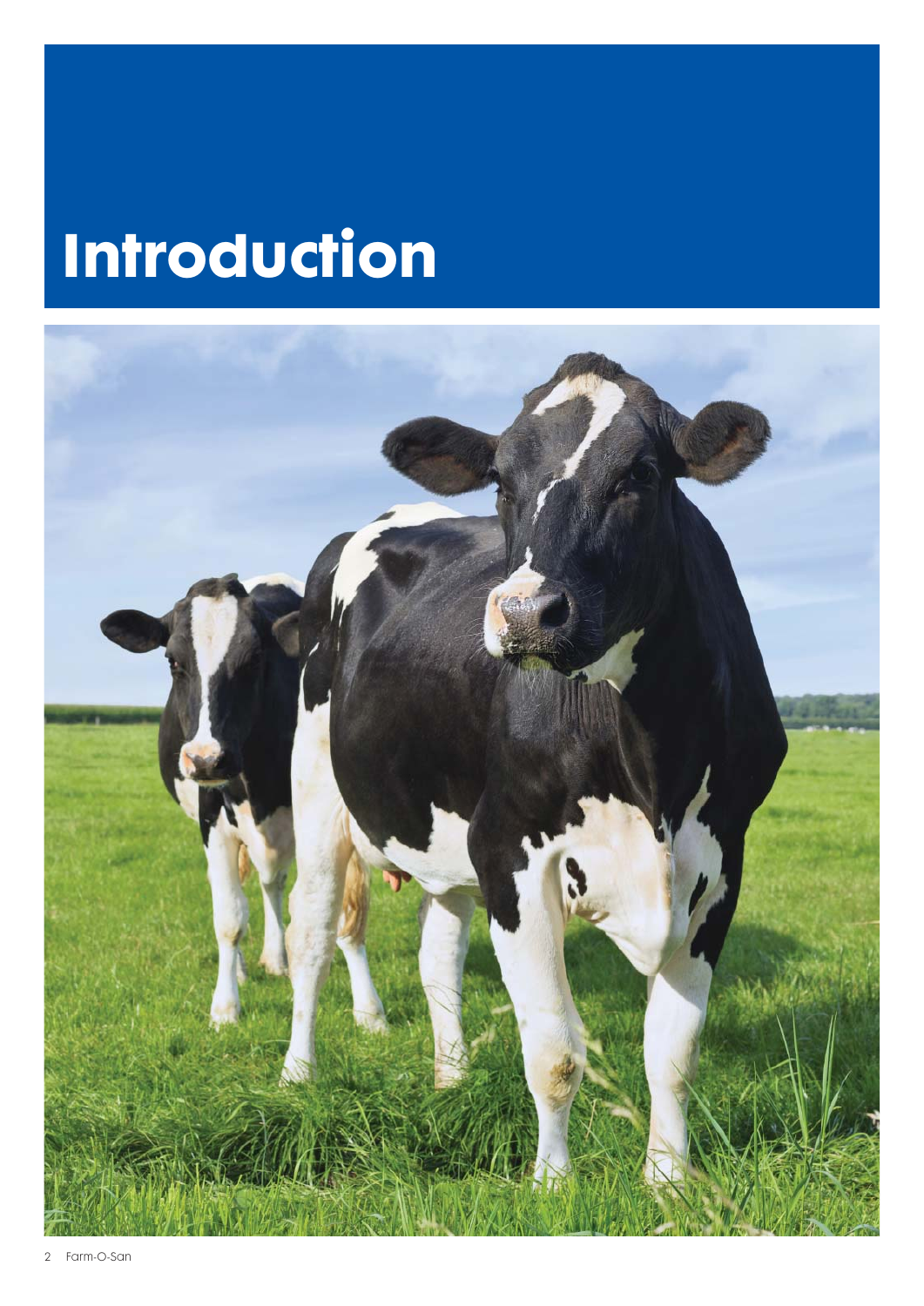# Introduction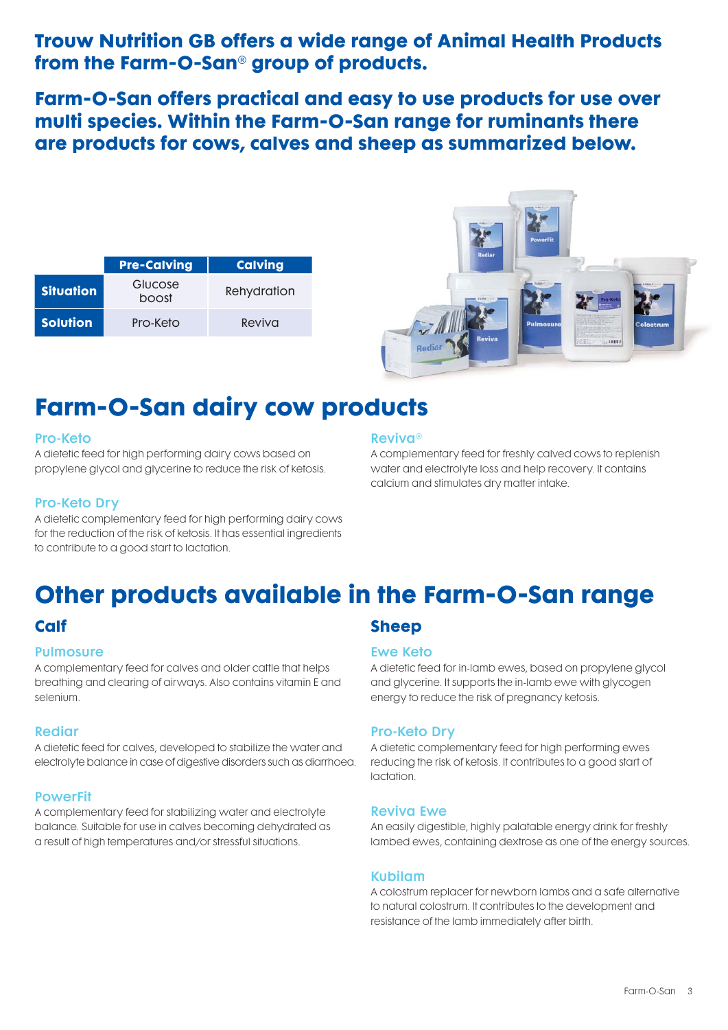**Trouw Nutrition GB offers a wide range of Animal Health Products from the Farm-O-San® group of products.**

**Farm-O-San offers practical and easy to use products for use over multi species. Within the Farm-O-San range for ruminants there are products for cows, calves and sheep as summarized below.**

| | Pre-Calving | Calving |
|---|---|---|
| **Situation** | Glucose boost | Rehydration |
| **Solution** | Pro-Keto | Reviva |

# Farm-O-San dairy cow products

### Pro-Keto

A dietetic feed for high performing dairy cows based on propylene glycol and glycerine to reduce the risk of ketosis.

### Pro-Keto Dry

A dietetic complementary feed for high performing dairy cows for the reduction of the risk of ketosis. It has essential ingredients to contribute to a good start to lactation.

### Reviva®

A complementary feed for freshly calved cows to replenish water and electrolyte loss and help recovery. It contains calcium and stimulates dry matter intake.

# Other products available in the Farm-O-San range

## Calf

### Pulmosure

A complementary feed for calves and older cattle that helps breathing and clearing of airways. Also contains vitamin E and selenium.

### Rediar

A dietetic feed for calves, developed to stabilize the water and electrolyte balance in case of digestive disorders such as diarrhoea.

### PowerFit

A complementary feed for stabilizing water and electrolyte balance. Suitable for use in calves becoming dehydrated as a result of high temperatures and/or stressful situations.

## Sheep

### Ewe Keto

A dietetic feed for in-lamb ewes, based on propylene glycol and glycerine. It supports the in-lamb ewe with glycogen energy to reduce the risk of pregnancy ketosis.

### Pro-Keto Dry

A dietetic complementary feed for high performing ewes reducing the risk of ketosis. It contributes to a good start of lactation.

### Reviva Ewe

An easily digestible, highly palatable energy drink for freshly lambed ewes, containing dextrose as one of the energy sources.

### Kubilam

A colostrum replacer for newborn lambs and a safe alternative to natural colostrum. It contributes to the development and resistance of the lamb immediately after birth.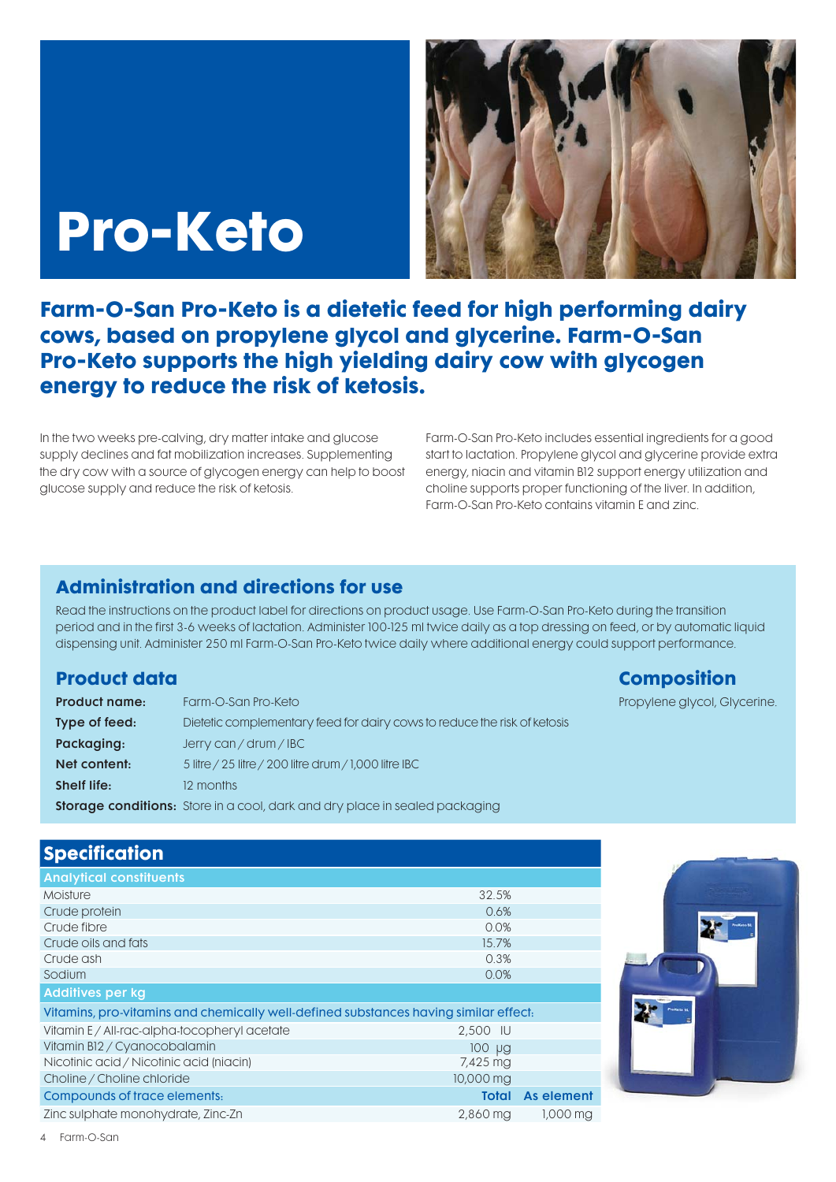# Pro-Keto

**Farm-O-San Pro-Keto is a dietetic feed for high performing dairy cows, based on propylene glycol and glycerine. Farm-O-San Pro-Keto supports the high yielding dairy cow with glycogen energy to reduce the risk of ketosis.**

In the two weeks pre-calving, dry matter intake and glucose supply declines and fat mobilization increases. Supplementing the dry cow with a source of glycogen energy can help to boost glucose supply and reduce the risk of ketosis.

Farm-O-San Pro-Keto includes essential ingredients for a good start to lactation. Propylene glycol and glycerine provide extra energy, niacin and vitamin B12 support energy utilization and choline supports proper functioning of the liver. In addition, Farm-O-San Pro-Keto contains vitamin E and zinc.

## Administration and directions for use

Read the instructions on the product label for directions on product usage. Use Farm-O-San Pro-Keto during the transition period and in the first 3-6 weeks of lactation. Administer 100-125 ml twice daily as a top dressing on feed, or by automatic liquid dispensing unit. Administer 250 ml Farm-O-San Pro-Keto twice daily where additional energy could support performance.

## Product data

| | |
|---|---|
| **Product name:** | Farm-O-San Pro-Keto |
| **Type of feed:** | Dietetic complementary feed for dairy cows to reduce the risk of ketosis |
| **Packaging:** | Jerry can / drum / IBC |
| **Net content:** | 5 litre / 25 litre / 200 litre drum / 1,000 litre IBC |
| **Shelf life:** | 12 months |
| **Storage conditions:** | Store in a cool, dark and dry place in sealed packaging |

## Composition

Propylene glycol, Glycerine.

## Specification

| Analytical constituents | | |
|---|---|---|
| Moisture | 32.5% | |
| Crude protein | 0.6% | |
| Crude fibre | 0.0% | |
| Crude oils and fats | 15.7% | |
| Crude ash | 0.3% | |
| Sodium | 0.0% | |
| **Additives per kg** | | |
| Vitamins, pro-vitamins and chemically well-defined substances having similar effect: | | |
| Vitamin E / All-rac-alpha-tocopheryl acetate | 2,500 IU | |
| Vitamin B12 / Cyanocobalamin | 100 µg | |
| Nicotinic acid / Nicotinic acid (niacin) | 7,425 mg | |
| Choline / Choline chloride | 10,000 mg | |
| Compounds of trace elements: | **Total** | **As element** |
| Zinc sulphate monohydrate, Zinc-Zn | 2,860 mg | 1,000 mg |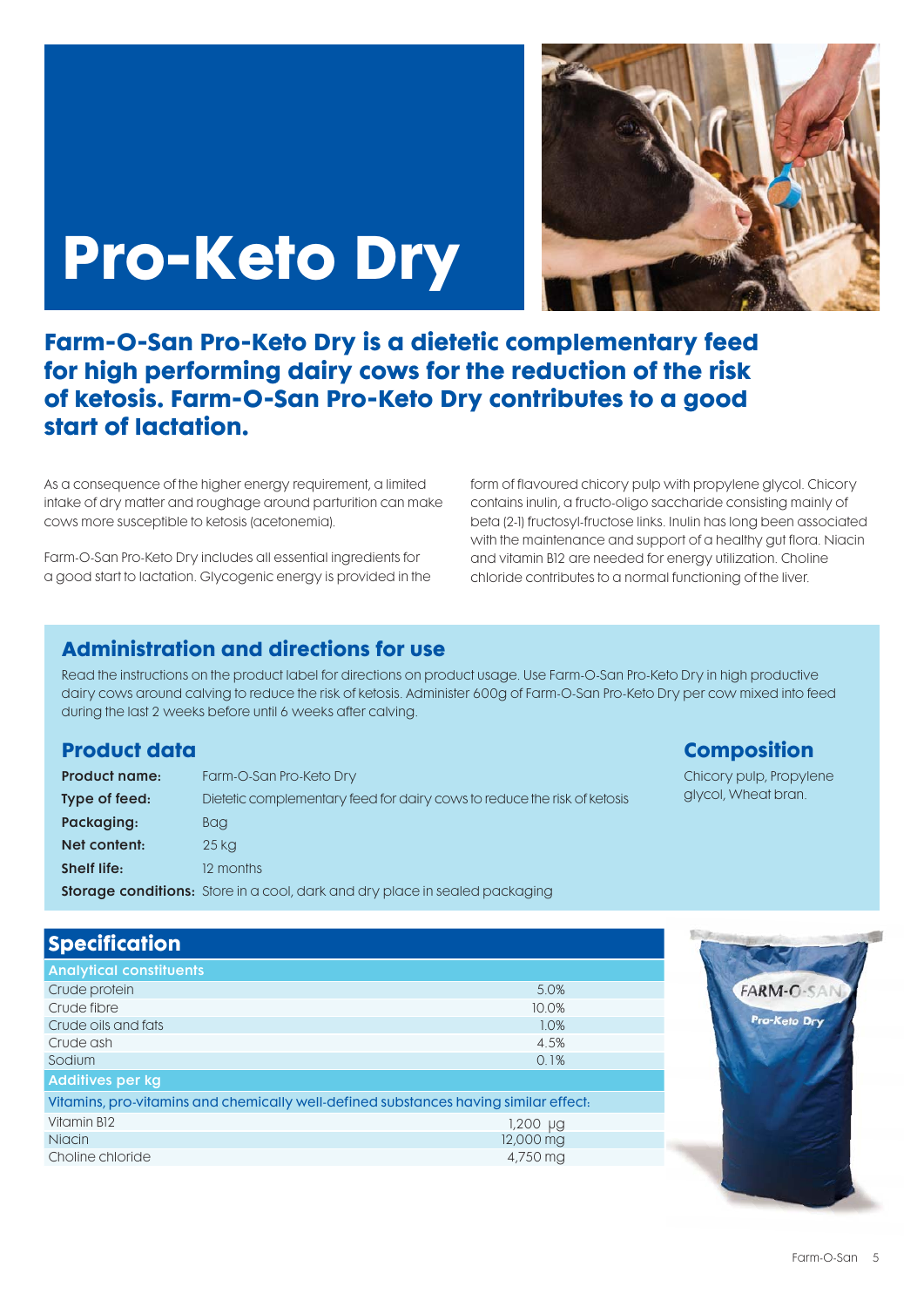# Pro-Keto Dry

## Farm-O-San Pro-Keto Dry is a dietetic complementary feed for high performing dairy cows for the reduction of the risk of ketosis. Farm-O-San Pro-Keto Dry contributes to a good start of lactation.

As a consequence of the higher energy requirement, a limited intake of dry matter and roughage around parturition can make cows more susceptible to ketosis (acetonemia).

Farm-O-San Pro-Keto Dry includes all essential ingredients for a good start to lactation. Glycogenic energy is provided in the form of flavoured chicory pulp with propylene glycol. Chicory contains inulin, a fructo-oligo saccharide consisting mainly of beta (2-1) fructosyl-fructose links. Inulin has long been associated with the maintenance and support of a healthy gut flora. Niacin and vitamin B12 are needed for energy utilization. Choline chloride contributes to a normal functioning of the liver.

### Administration and directions for use

Read the instructions on the product label for directions on product usage. Use Farm-O-San Pro-Keto Dry in high productive dairy cows around calving to reduce the risk of ketosis. Administer 600g of Farm-O-San Pro-Keto Dry per cow mixed into feed during the last 2 weeks before until 6 weeks after calving.

### Product data

| | |
|---|---|
| **Product name:** | Farm-O-San Pro-Keto Dry |
| **Type of feed:** | Dietetic complementary feed for dairy cows to reduce the risk of ketosis |
| **Packaging:** | Bag |
| **Net content:** | 25 kg |
| **Shelf life:** | 12 months |
| **Storage conditions:** | Store in a cool, dark and dry place in sealed packaging |

### Composition

Chicory pulp, Propylene glycol, Wheat bran.

### Specification

| Analytical constituents | |
|---|---|
| Crude protein | 5.0% |
| Crude fibre | 10.0% |
| Crude oils and fats | 1.0% |
| Crude ash | 4.5% |
| Sodium | 0.1% |
| **Additives per kg** | |
| Vitamins, pro-vitamins and chemically well-defined substances having similar effect: | |
| Vitamin B12 | 1,200 µg |
| Niacin | 12,000 mg |
| Choline chloride | 4,750 mg |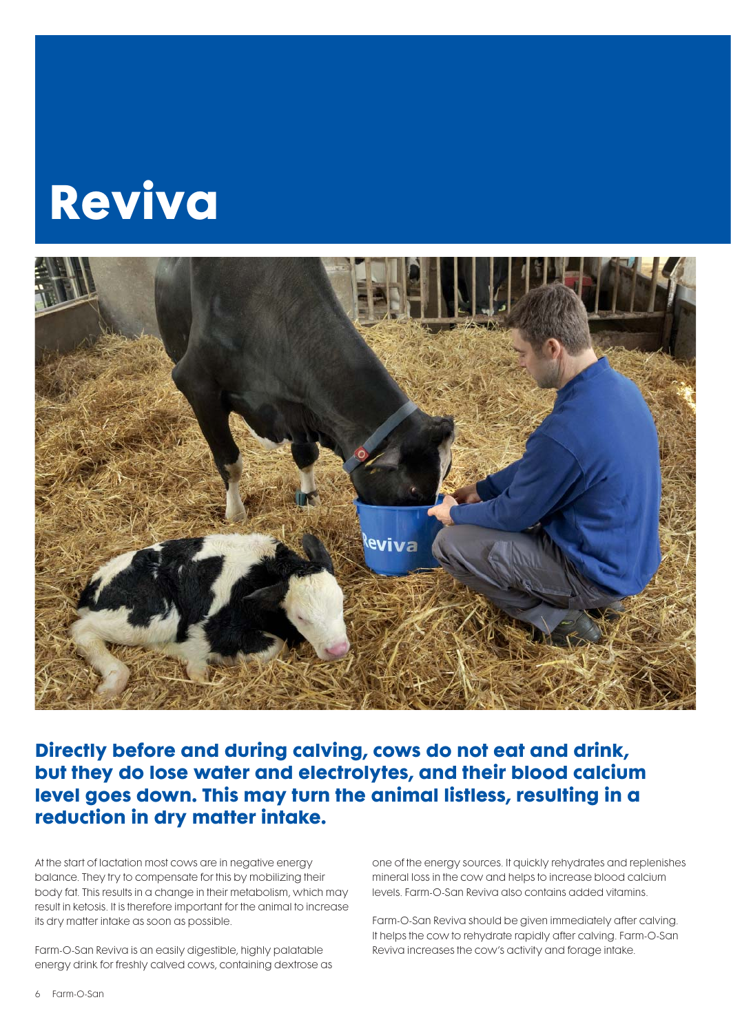# Reviva

**Directly before and during calving, cows do not eat and drink, but they do lose water and electrolytes, and their blood calcium level goes down. This may turn the animal listless, resulting in a reduction in dry matter intake.**

At the start of lactation most cows are in negative energy balance. They try to compensate for this by mobilizing their body fat. This results in a change in their metabolism, which may result in ketosis. It is therefore important for the animal to increase its dry matter intake as soon as possible.

Farm-O-San Reviva is an easily digestible, highly palatable energy drink for freshly calved cows, containing dextrose as one of the energy sources. It quickly rehydrates and replenishes mineral loss in the cow and helps to increase blood calcium levels. Farm-O-San Reviva also contains added vitamins.

Farm-O-San Reviva should be given immediately after calving. It helps the cow to rehydrate rapidly after calving. Farm-O-San Reviva increases the cow's activity and forage intake.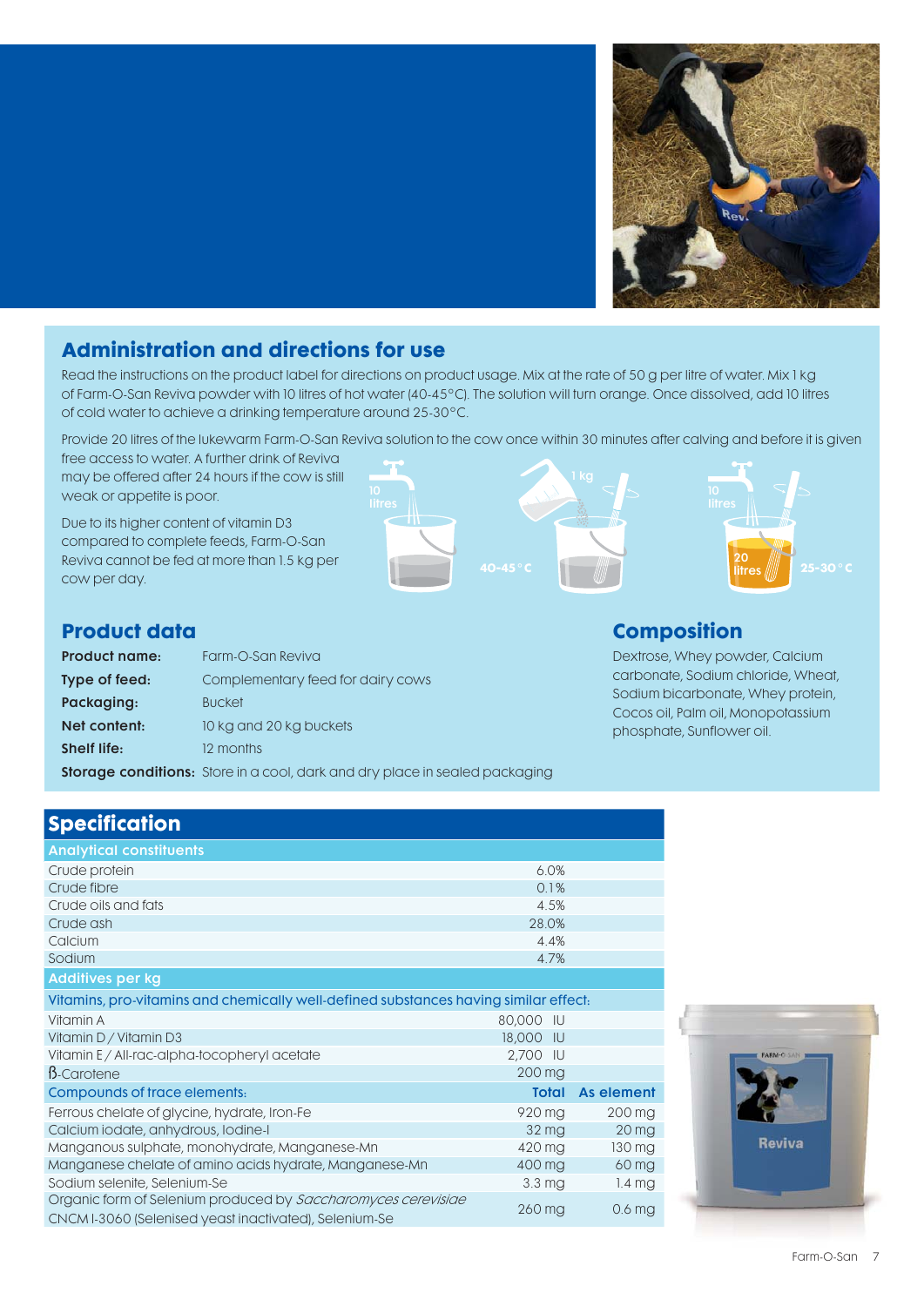## Administration and directions for use

Read the instructions on the product label for directions on product usage. Mix at the rate of 50 g per litre of water. Mix 1 kg of Farm-O-San Reviva powder with 10 litres of hot water (40-45°C). The solution will turn orange. Once dissolved, add 10 litres of cold water to achieve a drinking temperature around 25-30°C.

Provide 20 litres of the lukewarm Farm-O-San Reviva solution to the cow once within 30 minutes after calving and before it is given free access to water. A further drink of Reviva may be offered after 24 hours if the cow is still weak or appetite is poor.

Due to its higher content of vitamin D3 compared to complete feeds, Farm-O-San Reviva cannot be fed at more than 1.5 kg per cow per day.

10 litres — 40-45 °C — 1 kg — 10 litres — 20 litres — 25-30 °C

## Product data

| | |
|---|---|
| **Product name:** | Farm-O-San Reviva |
| **Type of feed:** | Complementary feed for dairy cows |
| **Packaging:** | Bucket |
| **Net content:** | 10 kg and 20 kg buckets |
| **Shelf life:** | 12 months |
| **Storage conditions:** | Store in a cool, dark and dry place in sealed packaging |

## Composition

Dextrose, Whey powder, Calcium carbonate, Sodium chloride, Wheat, Sodium bicarbonate, Whey protein, Cocos oil, Palm oil, Monopotassium phosphate, Sunflower oil.

## Specification

| **Analytical constituents** | | |
|---|---|---|
| Crude protein | 6.0% | |
| Crude fibre | 0.1% | |
| Crude oils and fats | 4.5% | |
| Crude ash | 28.0% | |
| Calcium | 4.4% | |
| Sodium | 4.7% | |
| **Additives per kg** | | |
| Vitamins, pro-vitamins and chemically well-defined substances having similar effect: | | |
| Vitamin A | 80,000 IU | |
| Vitamin D / Vitamin D3 | 18,000 IU | |
| Vitamin E / All-rac-alpha-tocopheryl acetate | 2,700 IU | |
| ß-Carotene | 200 mg | |
| Compounds of trace elements: | **Total** | **As element** |
| Ferrous chelate of glycine, hydrate, Iron-Fe | 920 mg | 200 mg |
| Calcium iodate, anhydrous, Iodine-I | 32 mg | 20 mg |
| Manganous sulphate, monohydrate, Manganese-Mn | 420 mg | 130 mg |
| Manganese chelate of amino acids hydrate, Manganese-Mn | 400 mg | 60 mg |
| Sodium selenite, Selenium-Se | 3.3 mg | 1.4 mg |
| Organic form of Selenium produced by *Saccharomyces cerevisiae* CNCM I-3060 (Selenised yeast inactivated), Selenium-Se | 260 mg | 0.6 mg |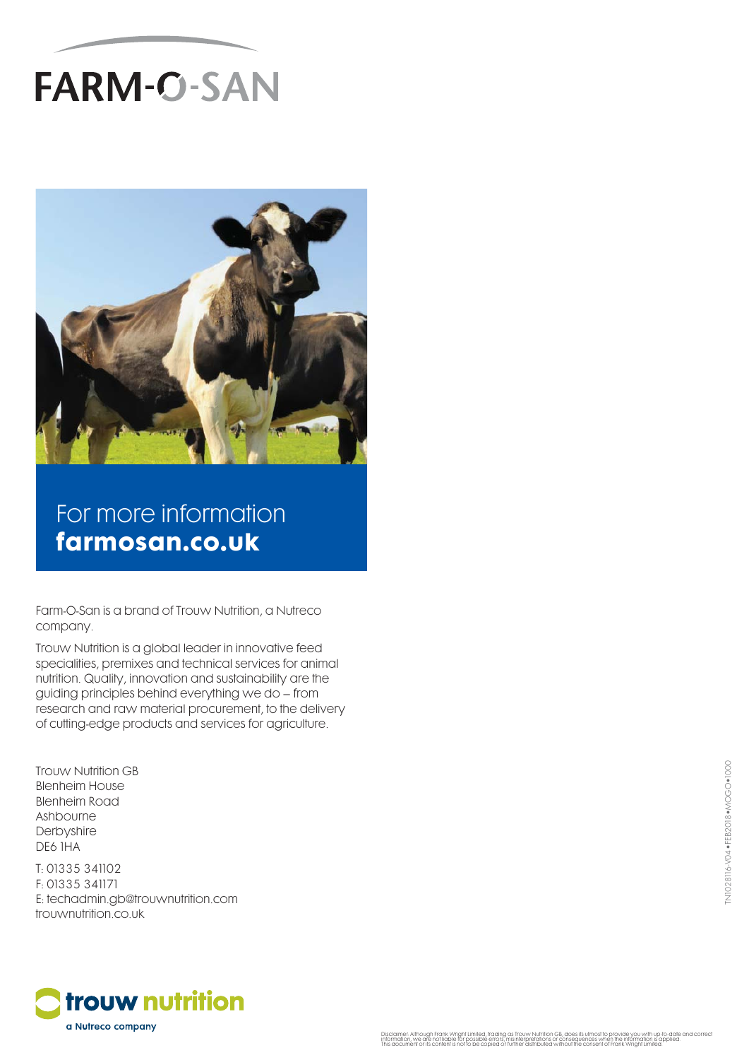# FARM-O-SAN

For more information
**farmosan.co.uk**

Farm-O-San is a brand of Trouw Nutrition, a Nutreco company.

Trouw Nutrition is a global leader in innovative feed specialities, premixes and technical services for animal nutrition. Quality, innovation and sustainability are the guiding principles behind everything we do – from research and raw material procurement, to the delivery of cutting-edge products and services for agriculture.

Trouw Nutrition GB
Blenheim House
Blenheim Road
Ashbourne
Derbyshire
DE6 1HA

T: 01335 341102
F: 01335 341171
E: techadmin.gb@trouwnutrition.com
trouwnutrition.co.uk

trouw nutrition
a Nutreco company

TN1028116-V04 • FEB2018 • MOGO • 1000

Disclaimer: Although Frank Wright Limited, trading as Trouw Nutrition GB, does its utmost to provide you with up-to-date and correct information, we are not liable for possible errors, misinterpretations or consequences when the information is applied. This document or its content is not to be copied or further distributed without the consent of Frank Wright Limited.